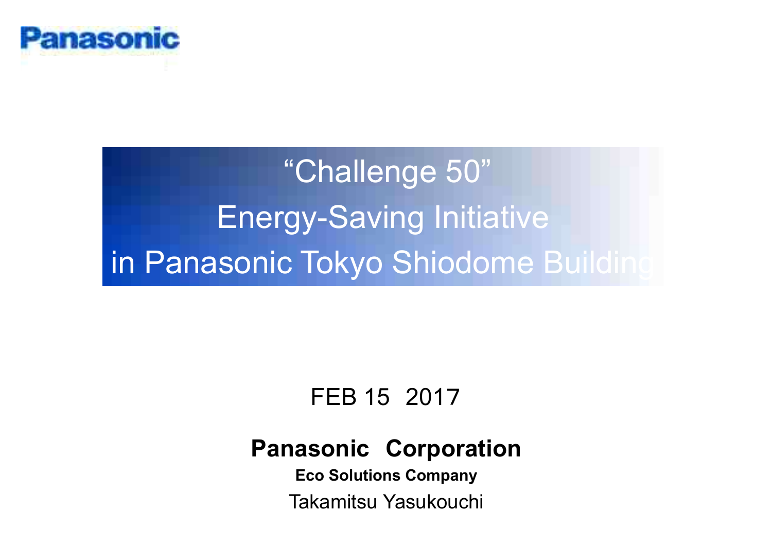Panasonic

# "Challenge 50" Energy-Saving Initiative in Panasonic Tokyo Shiodome Building

FEB 15 2017

**Panasonic Corporation**

**Eco Solutions Company**

Takamitsu Yasukouchi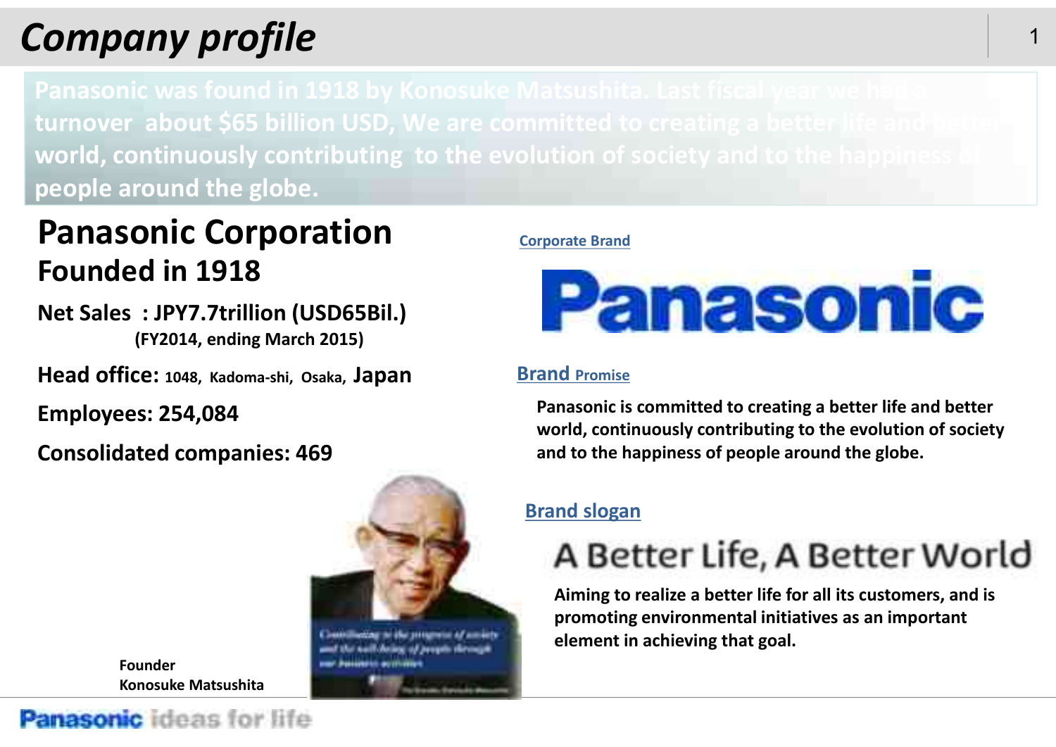# Company profile

Panasonic was found in 1918 by Konosuke Matsushita. Last fiscal year we had a turnover about $65 billion USD, We are committed to creating a better life and better world, continuously contributing to the evolution of society and to the happiness of people around the globe.

## Panasonic Corporation

### Founded in 1918

**Net Sales : JPY7.7trillion (USD65Bil.)**
**(FY2014, ending March 2015)**

**Head office: 1048, Kadoma-shi, Osaka, Japan**

**Employees: 254,084**

**Consolidated companies: 469**

**Founder**
**Konosuke Matsushita**

Contributing to the progress of society and the well-being of people through our business activities

**Corporate Brand**

Panasonic

**Brand Promise**

**Panasonic is committed to creating a better life and better world, continuously contributing to the evolution of society and to the happiness of people around the globe.**

**Brand slogan**

A Better Life, A Better World

**Aiming to realize a better life for all its customers, and is promoting environmental initiatives as an important element in achieving that goal.**

Panasonic ideas for life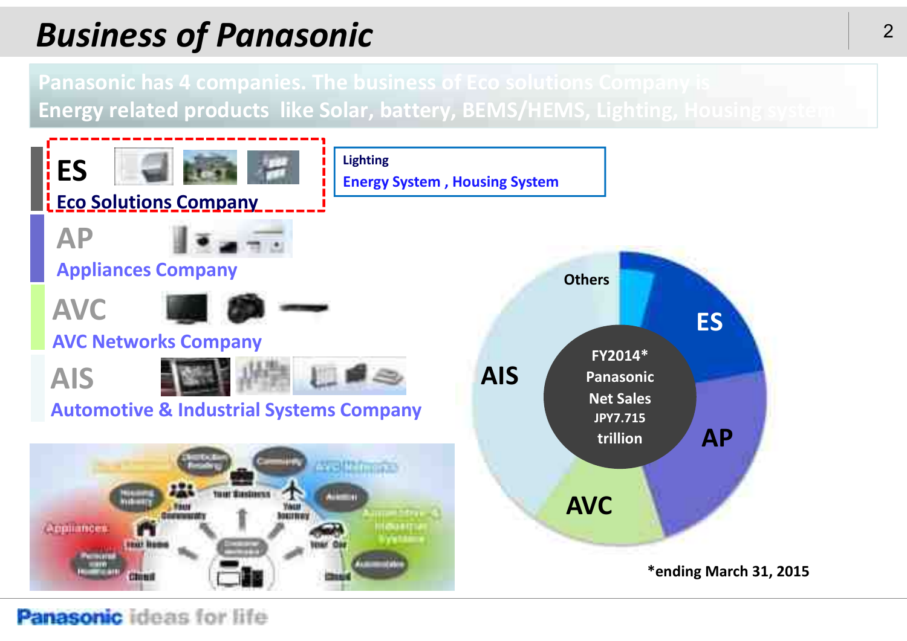# Business of Panasonic

Panasonic has 4 companies. The business of Eco solutions Company is Energy related products like Solar, battery, BEMS/HEMS, Lighting, Housing system

**ES**
**Eco Solutions Company**

Lighting
Energy System , Housing System

**AP**
**Appliances Company**

**AVC**
**AVC Networks Company**

**AIS**
**Automotive & Industrial Systems Company**

Others

ES

AIS

FY2014*
Panasonic
Net Sales
JPY7.715
trillion

AP

AVC

*ending March 31, 2015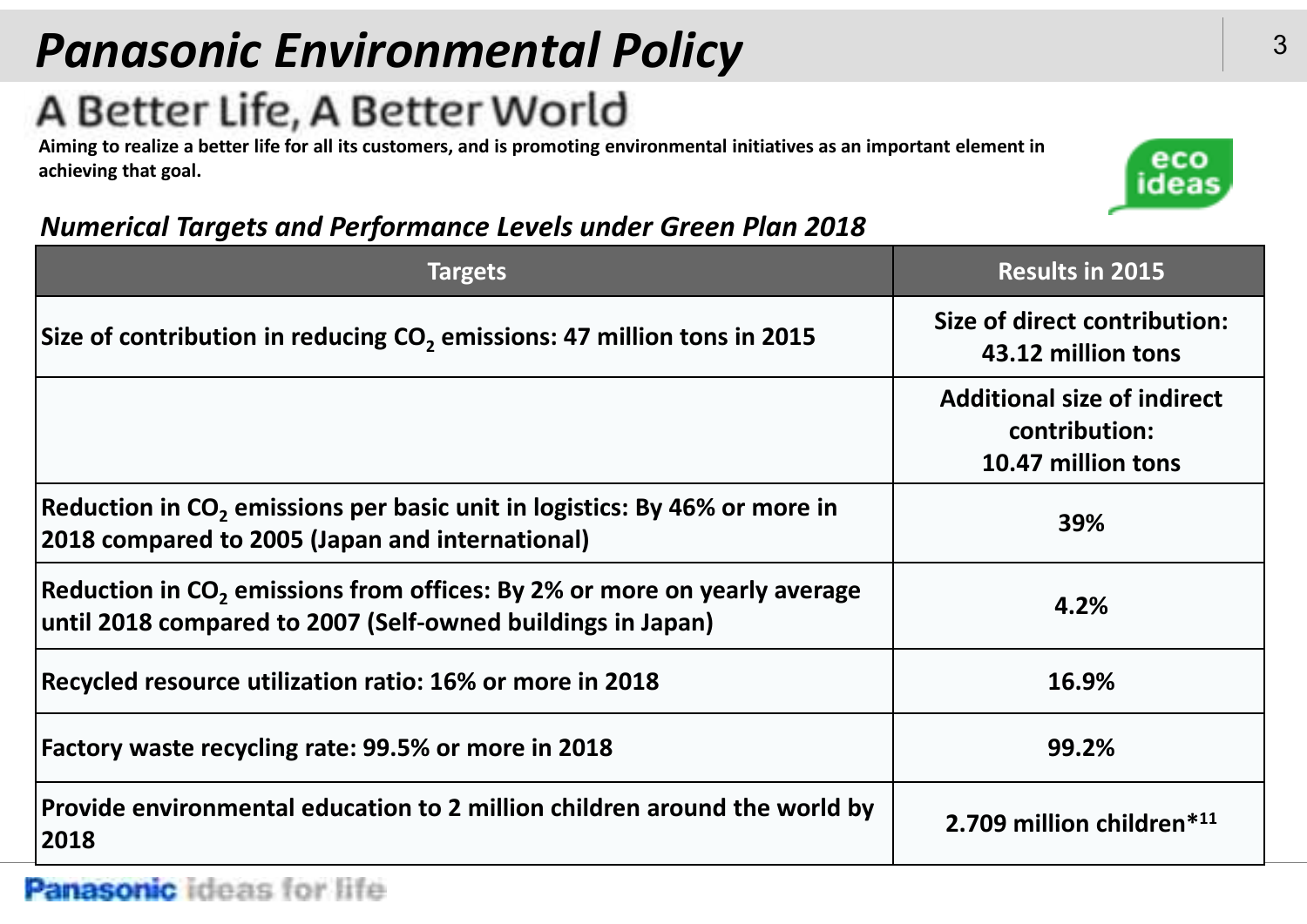# *Panasonic Environmental Policy*

## A Better Life, A Better World

**Aiming to realize a better life for all its customers, and is promoting environmental initiatives as an important element in achieving that goal.**

### *Numerical Targets and Performance Levels under Green Plan 2018*

| Targets | Results in 2015 |
|---|---|
| **Size of contribution in reducing $CO_2$ emissions: 47 million tons in 2015** | **Size of direct contribution: 43.12 million tons** |
| | **Additional size of indirect contribution: 10.47 million tons** |
| **Reduction in $CO_2$ emissions per basic unit in logistics: By 46% or more in 2018 compared to 2005 (Japan and international)** | **39%** |
| **Reduction in $CO_2$ emissions from offices: By 2% or more on yearly average until 2018 compared to 2007 (Self-owned buildings in Japan)** | **4.2%** |
| **Recycled resource utilization ratio: 16% or more in 2018** | **16.9%** |
| **Factory waste recycling rate: 99.5% or more in 2018** | **99.2%** |
| **Provide environmental education to 2 million children around the world by 2018** | **2.709 million children*[11]** |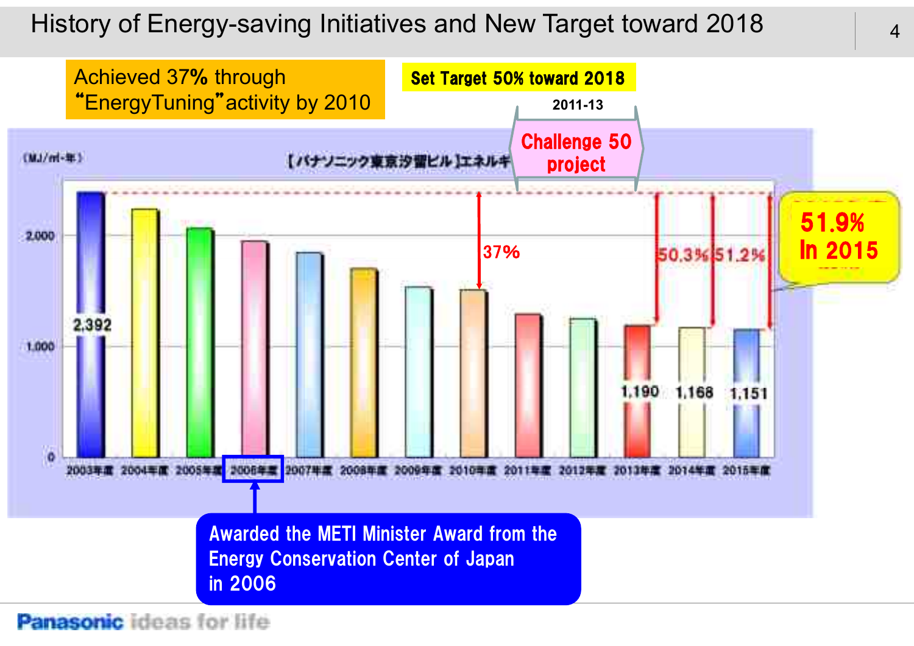# History of Energy-saving Initiatives and New Target toward 2018

Achieved 37% through "EnergyTuning" activity by 2010

Set Target 50% toward 2018

2011-13

Challenge 50 project

(MJ/㎡・年)

【パナソニック東京汐留ビル】エネルギ

| Year | Value |
|---|---|
| 2003年度 | 2,392 |
| 2013年度 | 1,190 |
| 2014年度 | 1,168 |
| 2015年度 | 1,151 |

37%

50.3%

51.2%

51.9% In 2015

Awarded the METI Minister Award from the Energy Conservation Center of Japan in 2006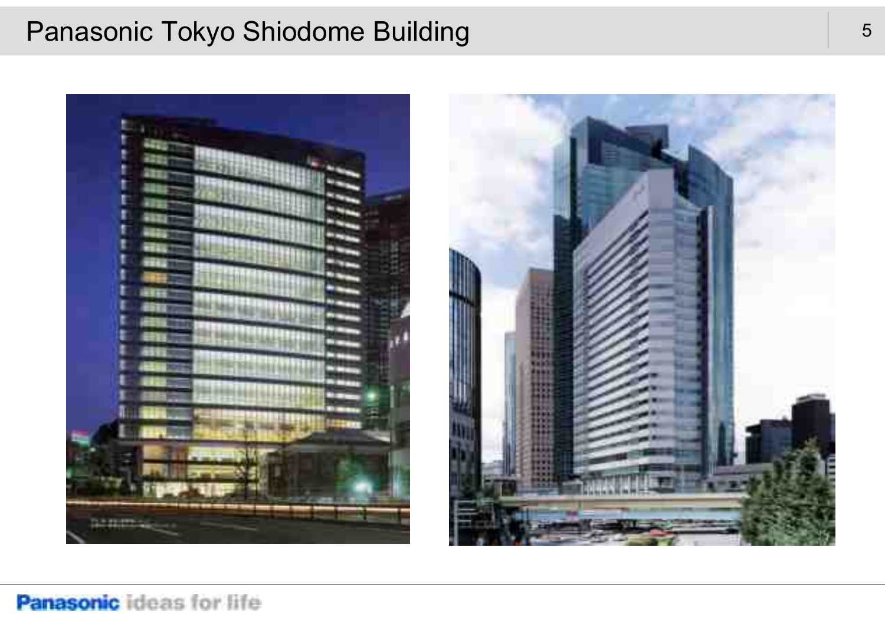# Panasonic Tokyo Shiodome Building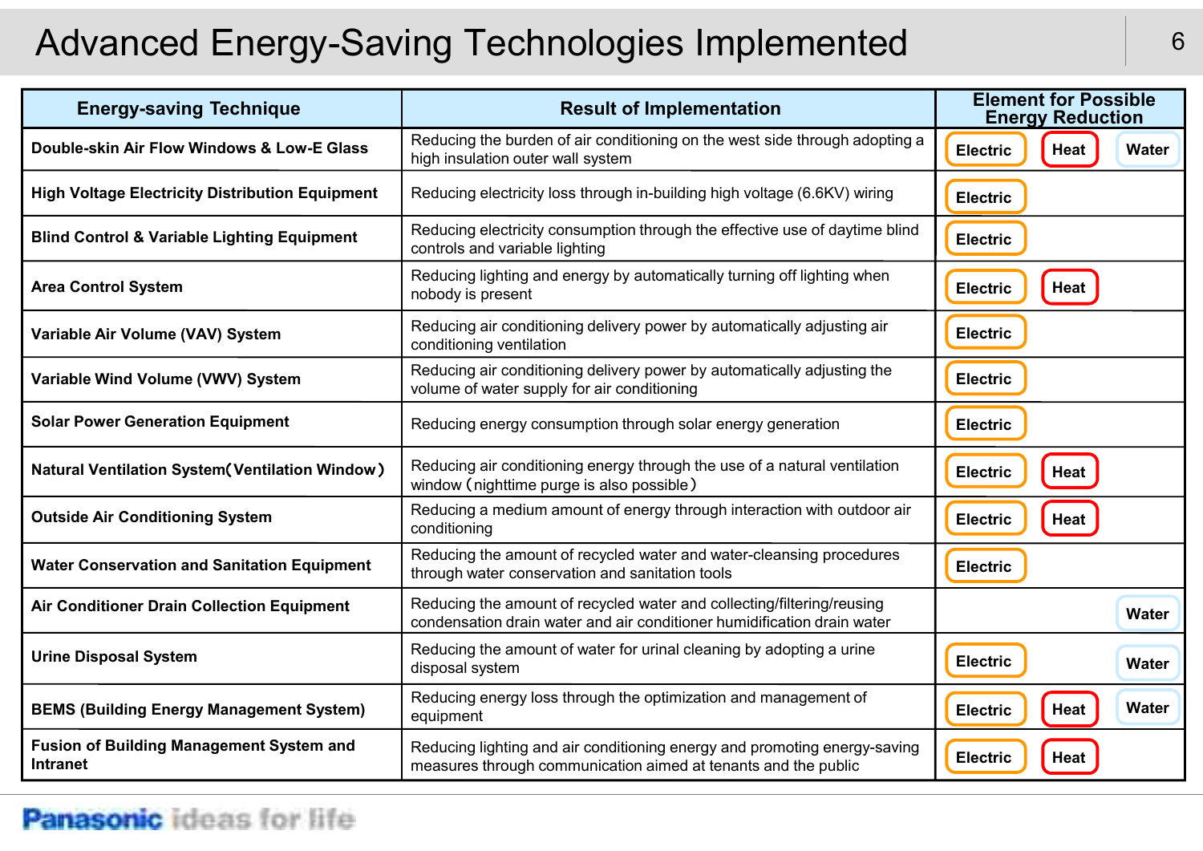# Advanced Energy-Saving Technologies Implemented

| Energy-saving Technique | Result of Implementation | Element for Possible Energy Reduction | | |
|---|---|---|---|---|
| **Double-skin Air Flow Windows & Low-E Glass** | Reducing the burden of air conditioning on the west side through adopting a high insulation outer wall system | Electric | Heat | Water |
| **High Voltage Electricity Distribution Equipment** | Reducing electricity loss through in-building high voltage (6.6KV) wiring | Electric | | |
| **Blind Control & Variable Lighting Equipment** | Reducing electricity consumption through the effective use of daytime blind controls and variable lighting | Electric | | |
| **Area Control System** | Reducing lighting and energy by automatically turning off lighting when nobody is present | Electric | Heat | |
| **Variable Air Volume (VAV) System** | Reducing air conditioning delivery power by automatically adjusting air conditioning ventilation | Electric | | |
| **Variable Wind Volume (VWV) System** | Reducing air conditioning delivery power by automatically adjusting the volume of water supply for air conditioning | Electric | | |
| **Solar Power Generation Equipment** | Reducing energy consumption through solar energy generation | Electric | | |
| **Natural Ventilation System（Ventilation Window）** | Reducing air conditioning energy through the use of a natural ventilation window（nighttime purge is also possible） | Electric | Heat | |
| **Outside Air Conditioning System** | Reducing a medium amount of energy through interaction with outdoor air conditioning | Electric | Heat | |
| **Water Conservation and Sanitation Equipment** | Reducing the amount of recycled water and water-cleansing procedures through water conservation and sanitation tools | Electric | | |
| **Air Conditioner Drain Collection Equipment** | Reducing the amount of recycled water and collecting/filtering/reusing condensation drain water and air conditioner humidification drain water | | | Water |
| **Urine Disposal System** | Reducing the amount of water for urinal cleaning by adopting a urine disposal system | Electric | | Water |
| **BEMS (Building Energy Management System)** | Reducing energy loss through the optimization and management of equipment | Electric | Heat | Water |
| **Fusion of Building Management System and Intranet** | Reducing lighting and air conditioning energy and promoting energy-saving measures through communication aimed at tenants and the public | Electric | Heat | |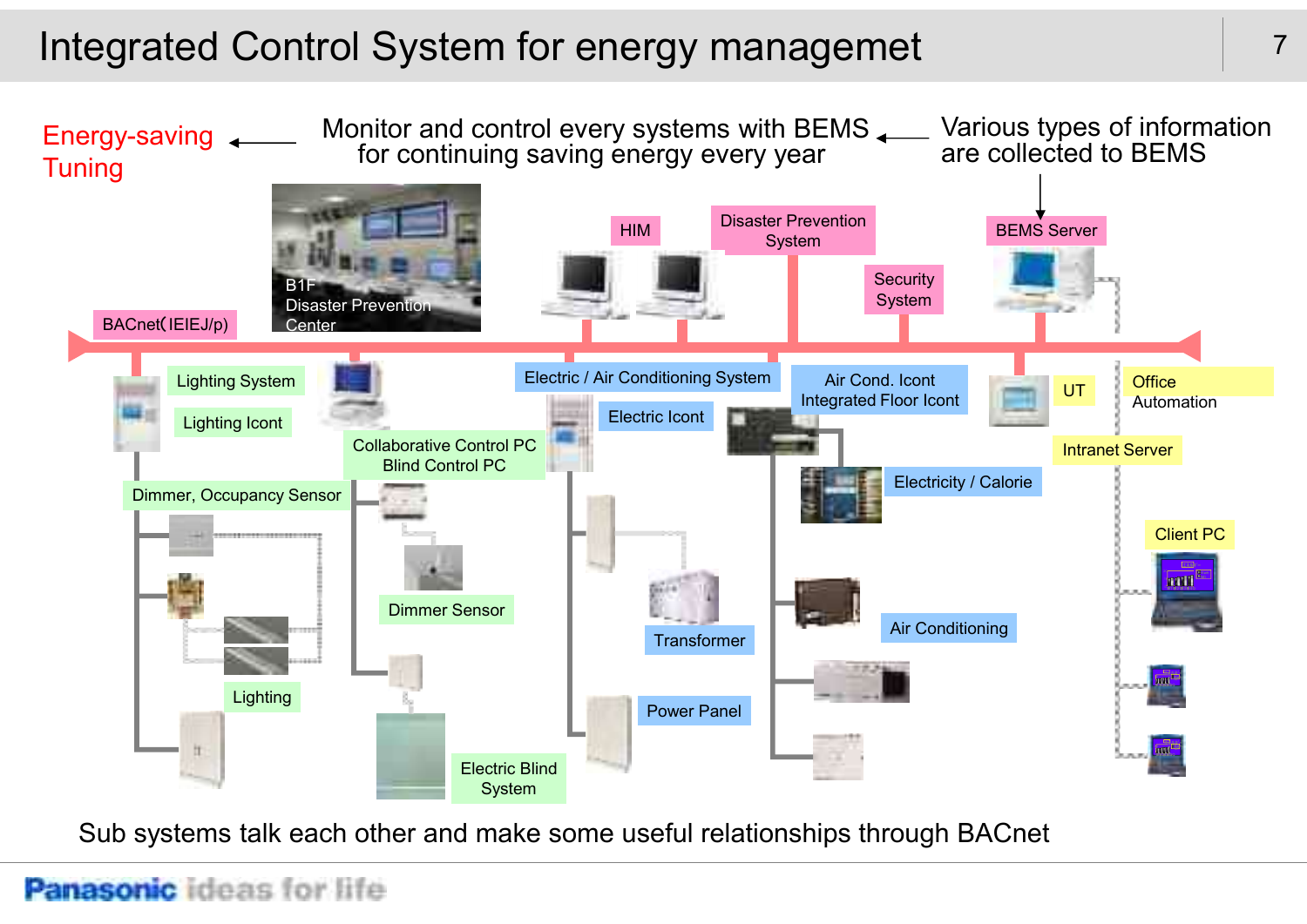# Integrated Control System for energy managemet

Energy-saving Tuning ← Monitor and control every systems with BEMS for continuing saving energy every year ← Various types of information are collected to BEMS

B1F Disaster Prevention Center

HIM

Disaster Prevention System

Security System

BEMS Server

BACnet( IEIEJ/p)

Lighting System

Lighting Icont

Dimmer, Occupancy Sensor

Lighting

Collaborative Control PC
Blind Control PC

Dimmer Sensor

Electric Blind System

Electric / Air Conditioning System

Electric Icont

Transformer

Power Panel

Air Cond. Icont
Integrated Floor Icont

Electricity / Calorie

Air Conditioning

UT

Office Automation

Intranet Server

Client PC

Sub systems talk each other and make some useful relationships through BACnet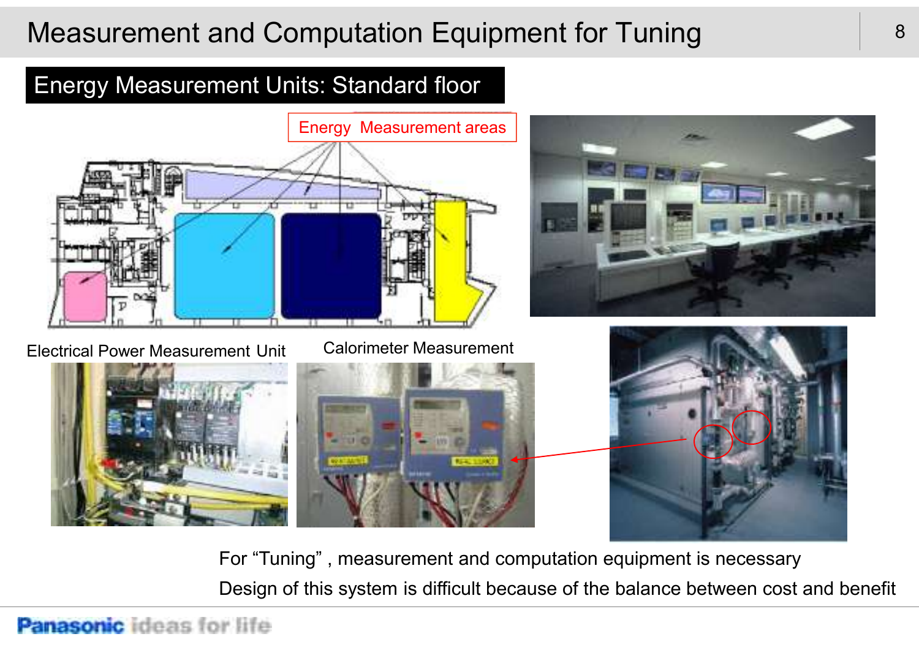# Measurement and Computation Equipment for Tuning

## Energy Measurement Units: Standard floor

Energy Measurement areas

Electrical Power Measurement Unit

Calorimeter Measurement

For “Tuning” , measurement and computation equipment is necessary

Design of this system is difficult because of the balance between cost and benefit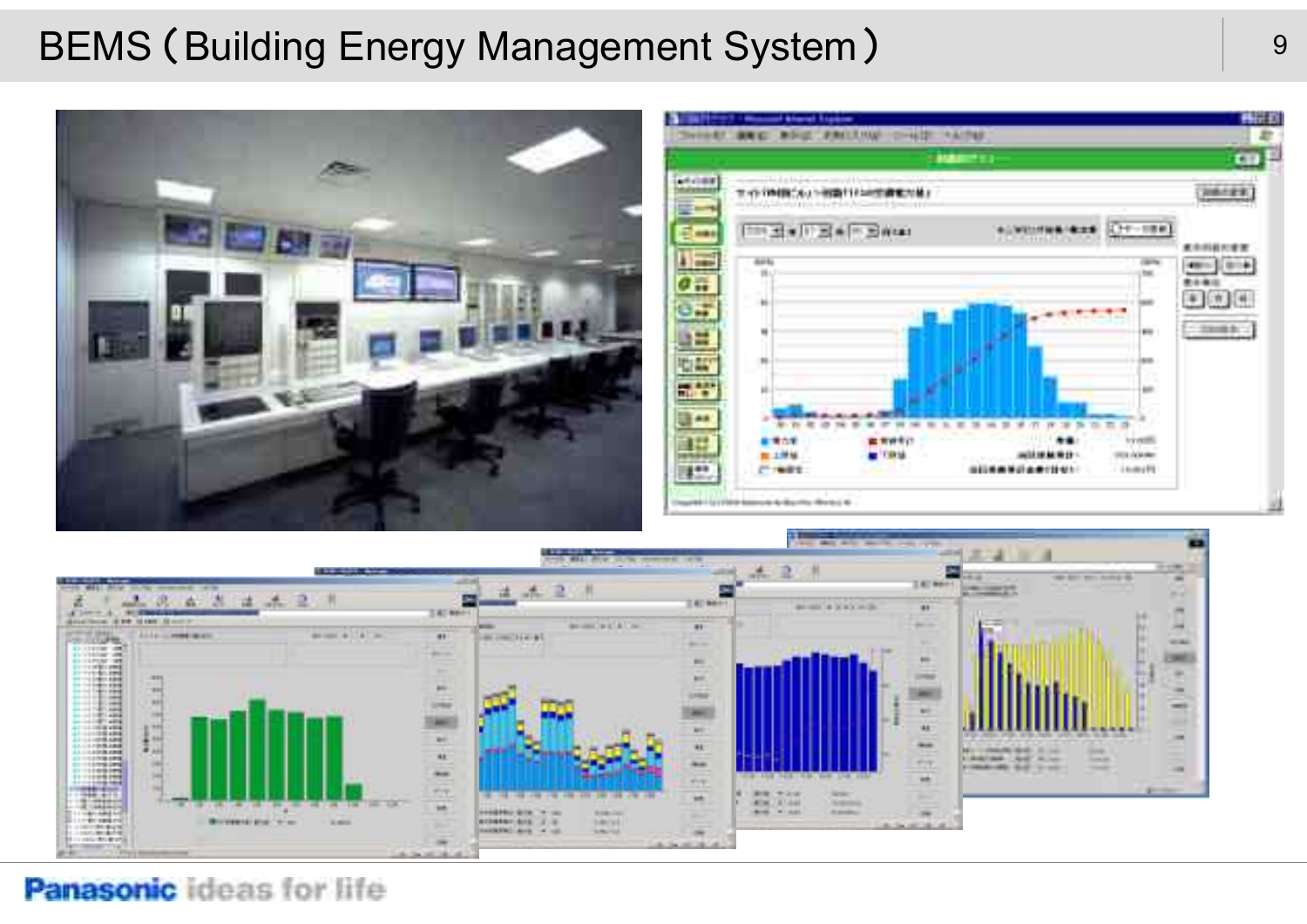# BEMS（Building Energy Management System）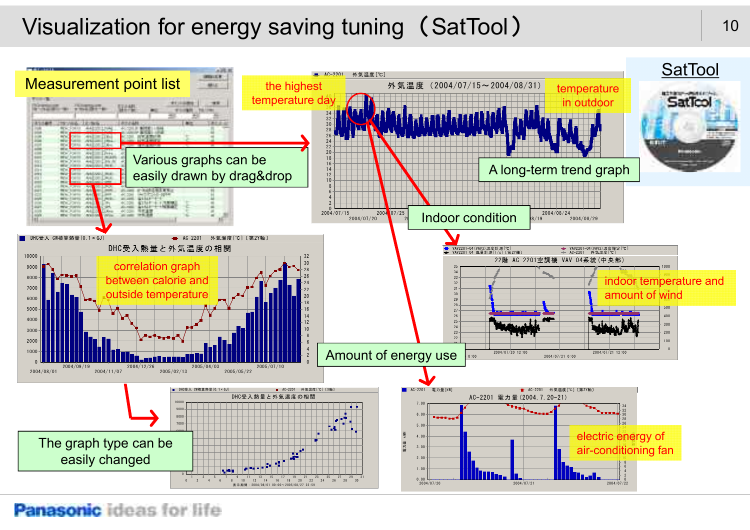# Visualization for energy saving tuning（SatTool）

SatTool

Measurement point list

Various graphs can be easily drawn by drag&drop

the highest temperature day

temperature in outdoor

A long-term trend graph

Indoor condition

correlation graph between calorie and outside temperature

indoor temperature and amount of wind

Amount of energy use

The graph type can be easily changed

electric energy of air-conditioning fan

外気温度（2004/07/15～2004/08/31）

DHC受入熱量と外気温度の相関

22階 AC-2201空調機 VAV-04系統（中央部）

AC-2201 電力量（2004. 7. 20-21）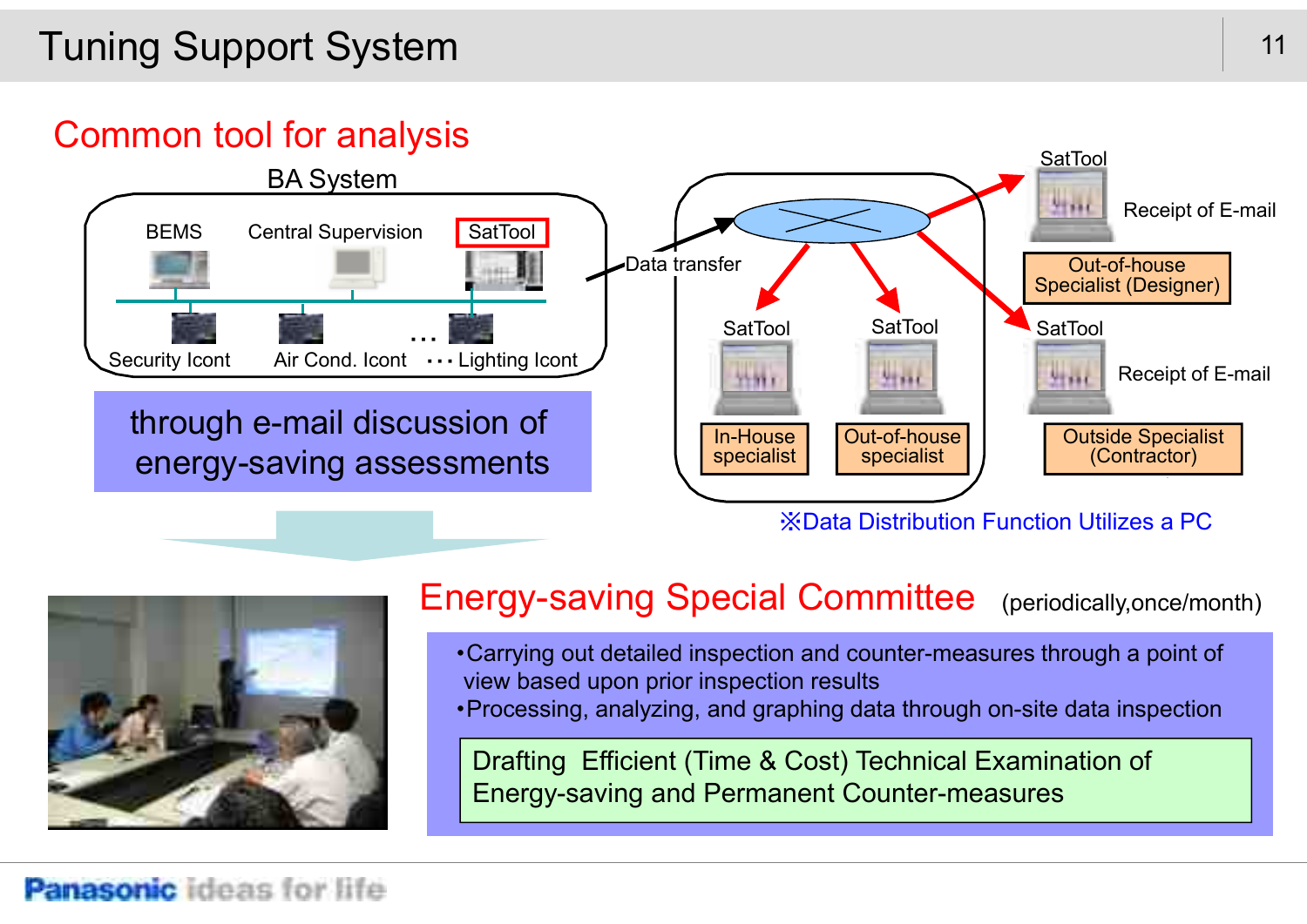# Tuning Support System

## Common tool for analysis

BA System

BEMS — Central Supervision — SatTool

Security Icont — Air Cond. Icont — ・・・ Lighting Icont

Data transfer

SatTool — In-House specialist

SatTool — Out-of-house specialist

SatTool — Receipt of E-mail — Out-of-house Specialist (Designer)

SatTool — Receipt of E-mail — Outside Specialist (Contractor)

through e-mail discussion of energy-saving assessments

※Data Distribution Function Utilizes a PC

## Energy-saving Special Committee (periodically,once/month)

- Carrying out detailed inspection and counter-measures through a point of view based upon prior inspection results
- Processing, analyzing, and graphing data through on-site data inspection

Drafting Efficient (Time & Cost) Technical Examination of Energy-saving and Permanent Counter-measures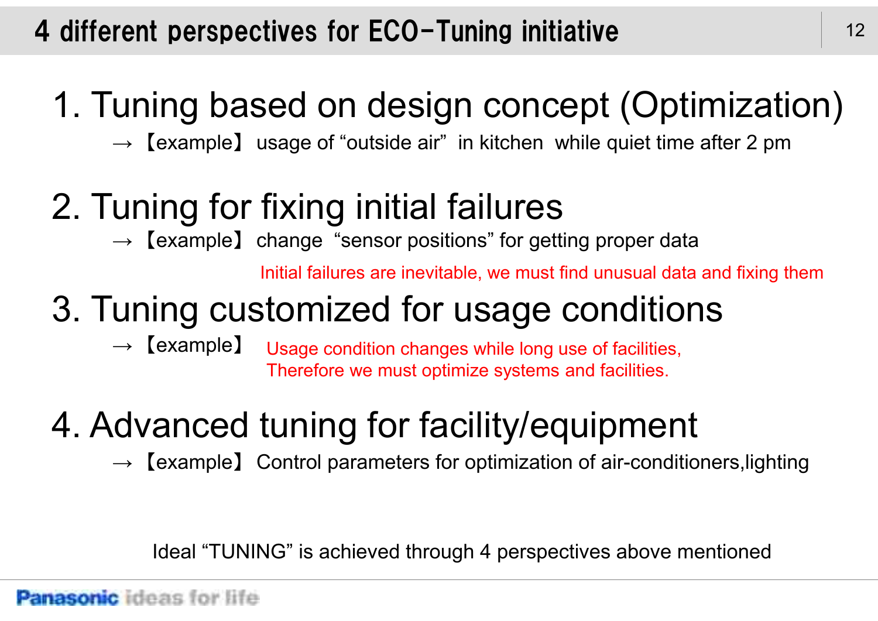# 4 different perspectives for ECO-Tuning initiative

## 1. Tuning based on design concept (Optimization)

→【example】 usage of “outside air” in kitchen while quiet time after 2 pm

## 2. Tuning for fixing initial failures

→【example】 change “sensor positions” for getting proper data

Initial failures are inevitable, we must find unusual data and fixing them

## 3. Tuning customized for usage conditions

→【example】 Usage condition changes while long use of facilities, Therefore we must optimize systems and facilities.

## 4. Advanced tuning for facility/equipment

→【example】 Control parameters for optimization of air-conditioners,lighting

Ideal “TUNING” is achieved through 4 perspectives above mentioned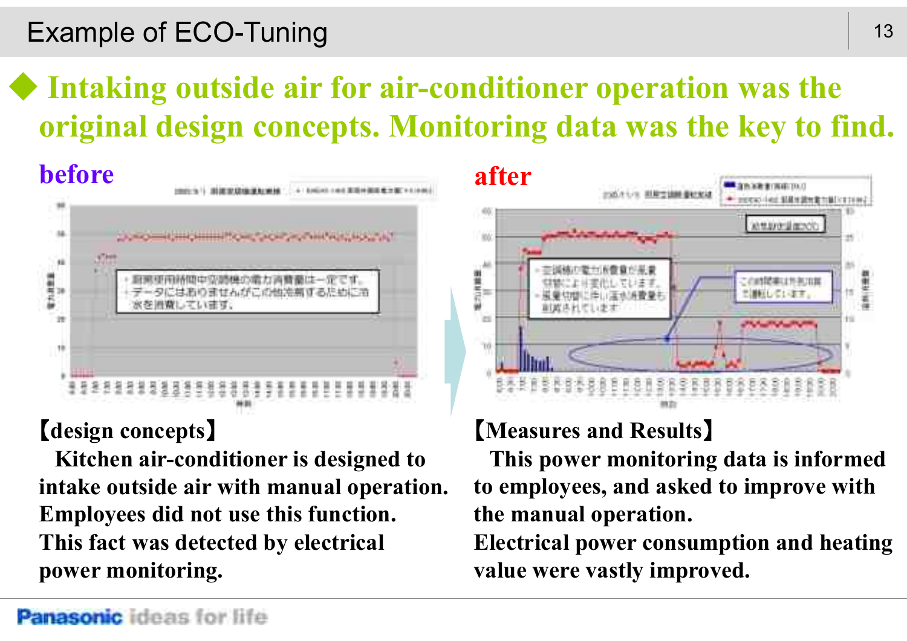# Example of ECO-Tuning

◆ Intaking outside air for air-conditioner operation was the original design concepts. Monitoring data was the key to find.

**before**

**after**

**【design concepts】**

Kitchen air-conditioner is designed to intake outside air with manual operation. Employees did not use this function. This fact was detected by electrical power monitoring.

**【Measures and Results】**

This power monitoring data is informed to employees, and asked to improve with the manual operation. Electrical power consumption and heating value were vastly improved.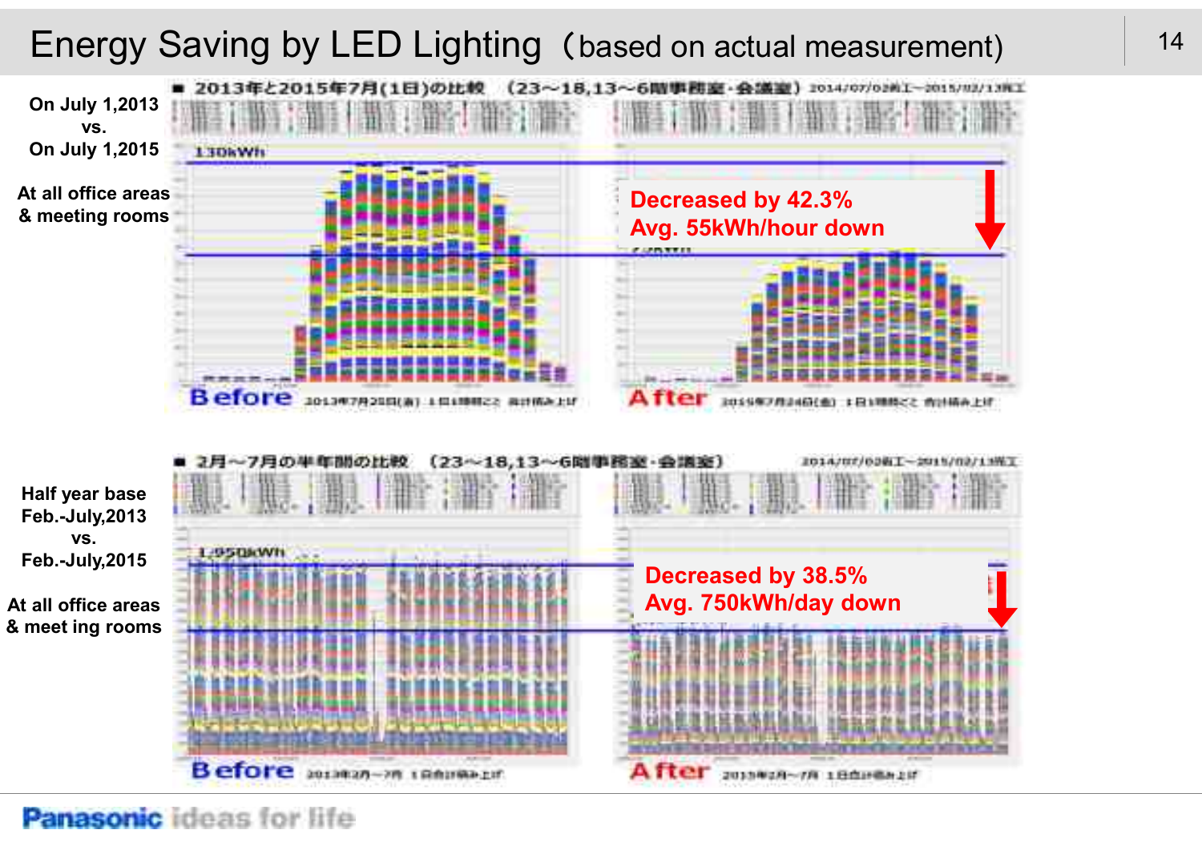# Energy Saving by LED Lighting（based on actual measurement)

On July 1,2013
vs.
On July 1,2015

At all office areas & meeting rooms

■ 2013年と2015年7月(1日)の比較　(23〜18,13〜6階事務室・会議室)

130kWh

**Decreased by 42.3%**
**Avg. 55kWh/hour down**

Before　　After

Half year base
Feb.-July,2013
vs.
Feb.-July,2015

At all office areas & meet ing rooms

■ 2月〜7月の半年間の比較　(23〜18,13〜6階事務室・会議室)

1,950kWh

**Decreased by 38.5%**
**Avg. 750kWh/day down**

Before　　After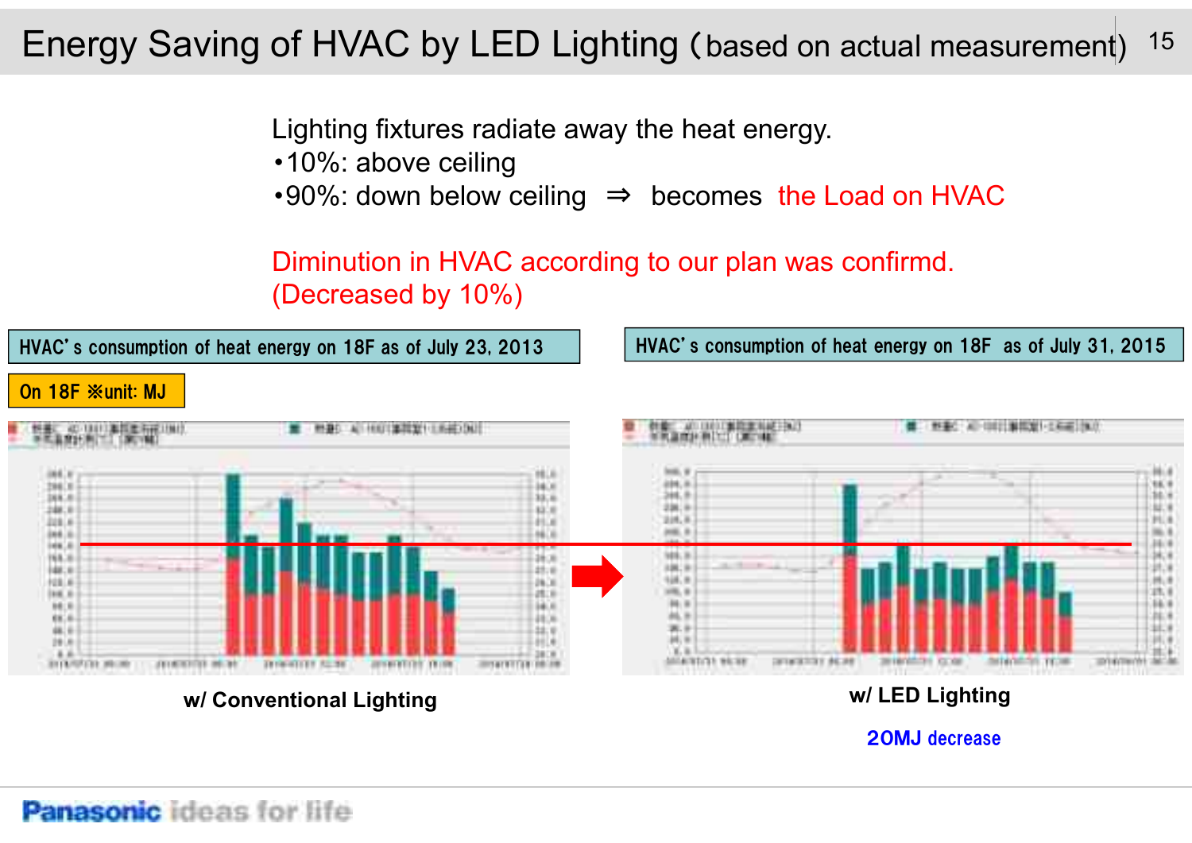# Energy Saving of HVAC by LED Lighting (based on actual measurement)

Lighting fixtures radiate away the heat energy.

- 10%: above ceiling
- 90%: down below ceiling ⇒ becomes the Load on HVAC

Diminution in HVAC according to our plan was confirmd.
(Decreased by 10%)

| HVAC's consumption of heat energy on 18F as of July 23, 2013 | HVAC's consumption of heat energy on 18F as of July 31, 2015 |
|---|---|

On 18F ※unit: MJ

w/ Conventional Lighting

w/ LED Lighting

20MJ decrease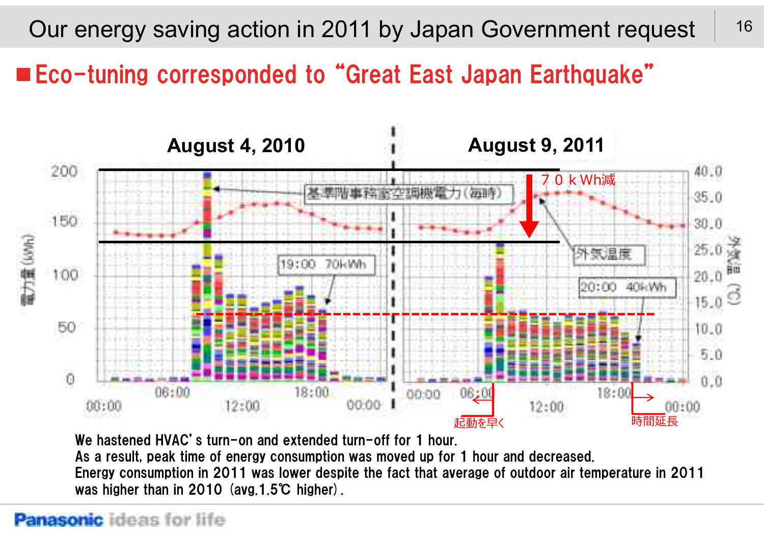# Our energy saving action in 2011 by Japan Government request

## ■Eco-tuning corresponded to "Great East Japan Earthquake"

**August 4, 2010** | **August 9, 2011**

基準階事務室空調機電力(毎時)

19:00 70kWh

７０ｋWh減

外気温度

20:00 40kWh

起動を早く

時間延長

We hastened HVAC's turn-on and extended turn-off for 1 hour.
As a result, peak time of energy consumption was moved up for 1 hour and decreased.
Energy consumption in 2011 was lower despite the fact that average of outdoor air temperature in 2011 was higher than in 2010 (avg.1.5℃ higher).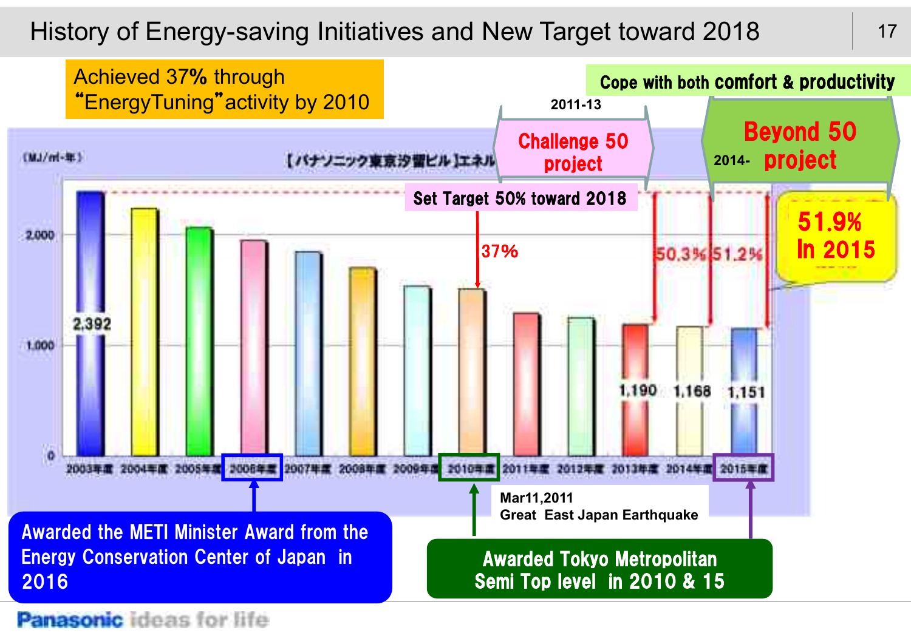# History of Energy-saving Initiatives and New Target toward 2018

Achieved 37% through "EnergyTuning" activity by 2010

Cope with both comfort & productivity

2011-13 **Challenge 50 project**

2014- **Beyond 50 project**

Set Target 50% toward 2018

(MJ/㎡-年)

【パナソニック東京汐留ビル】エネル

| 年度 | MJ/㎡-年 |
|---|---|
| 2003年度 | 2,392 |
| 2004年度 | |
| 2005年度 | |
| 2006年度 | |
| 2007年度 | |
| 2008年度 | |
| 2009年度 | |
| 2010年度 | |
| 2011年度 | |
| 2012年度 | |
| 2013年度 | 1,190 |
| 2014年度 | 1,168 |
| 2015年度 | 1,151 |

37% (2010)

50.3% (2013)

51.2% (2014)

**51.9% In 2015**

Mar11,2011 Great East Japan Earthquake

Awarded the METI Minister Award from the Energy Conservation Center of Japan in 2016

Awarded Tokyo Metropolitan Semi Top level in 2010 & 15

Panasonic ideas for life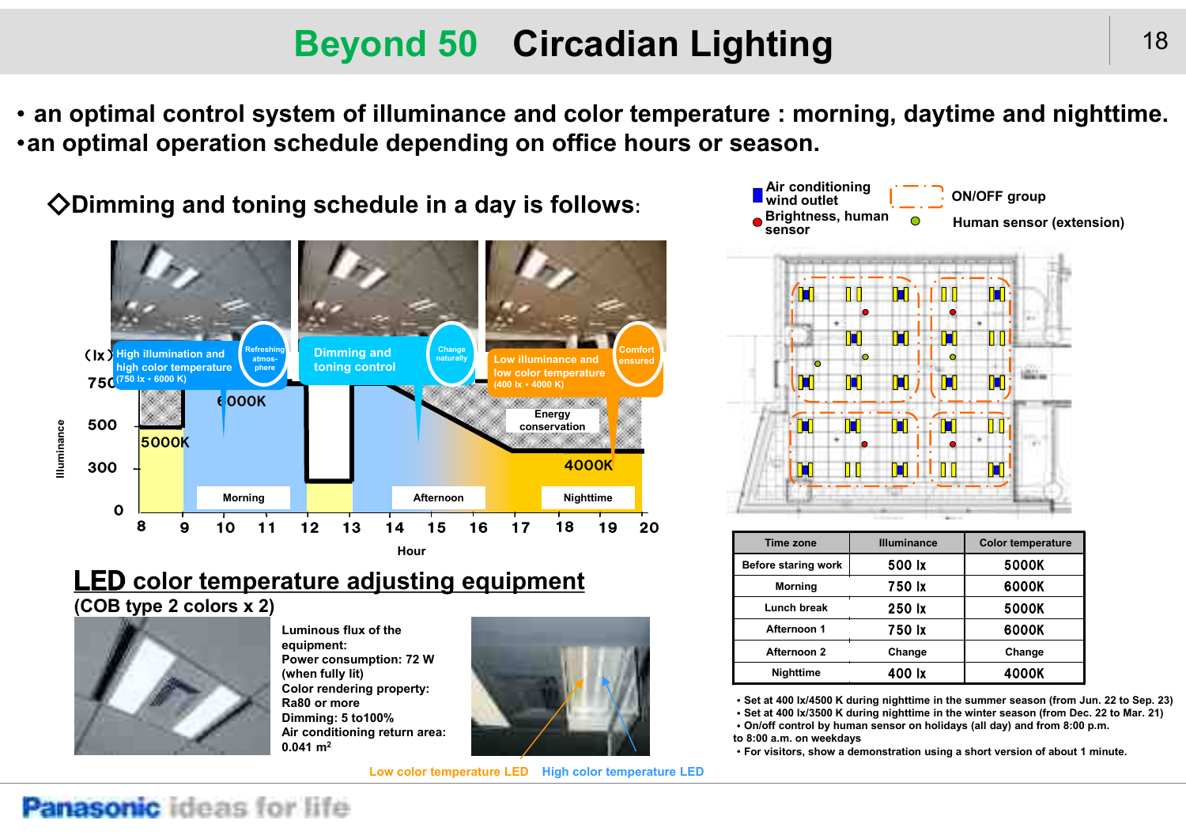# Beyond 50 Circadian Lighting

- an optimal control system of illuminance and color temperature : morning, daytime and nighttime.
- an optimal operation schedule depending on office hours or season.

## ◇Dimming and toning schedule in a day is follows:

(lx) High illumination and high color temperature (750 lx・6000 K) — Refreshing atmosphere

Dimming and toning control — Change naturally

Low illuminance and low color temperature (400 lx・4000 K) — Comfort ensured

Energy conservation

6000K, 5000K, 4000K

Illuminance: 750, 500, 300, 0

Morning, Afternoon, Nighttime

Hour: 8, 9, 10, 11, 12, 13, 14, 15, 16, 17, 18, 19, 20

Air conditioning wind outlet; ON/OFF group; Brightness, human sensor; Human sensor (extension)

| Time zone | Illuminance | Color temperature |
|---|---|---|
| Before staring work | 500 lx | 5000K |
| Morning | 750 lx | 6000K |
| Lunch break | 250 lx | 5000K |
| Afternoon 1 | 750 lx | 6000K |
| Afternoon 2 | Change | Change |
| Nighttime | 400 lx | 4000K |

- Set at 400 lx/4500 K during nighttime in the summer season (from Jun. 22 to Sep. 23)
- Set at 400 lx/3500 K during nighttime in the winter season (from Dec. 22 to Mar. 21)
- On/off control by human sensor on holidays (all day) and from 8:00 p.m. to 8:00 a.m. on weekdays
- For visitors, show a demonstration using a short version of about 1 minute.

## LED color temperature adjusting equipment

**(COB type 2 colors x 2)**

Luminous flux of the equipment:
Power consumption: 72 W (when fully lit)
Color rendering property: Ra80 or more
Dimming: 5 to100%
Air conditioning return area: 0.041 $m^2$

Low color temperature LED High color temperature LED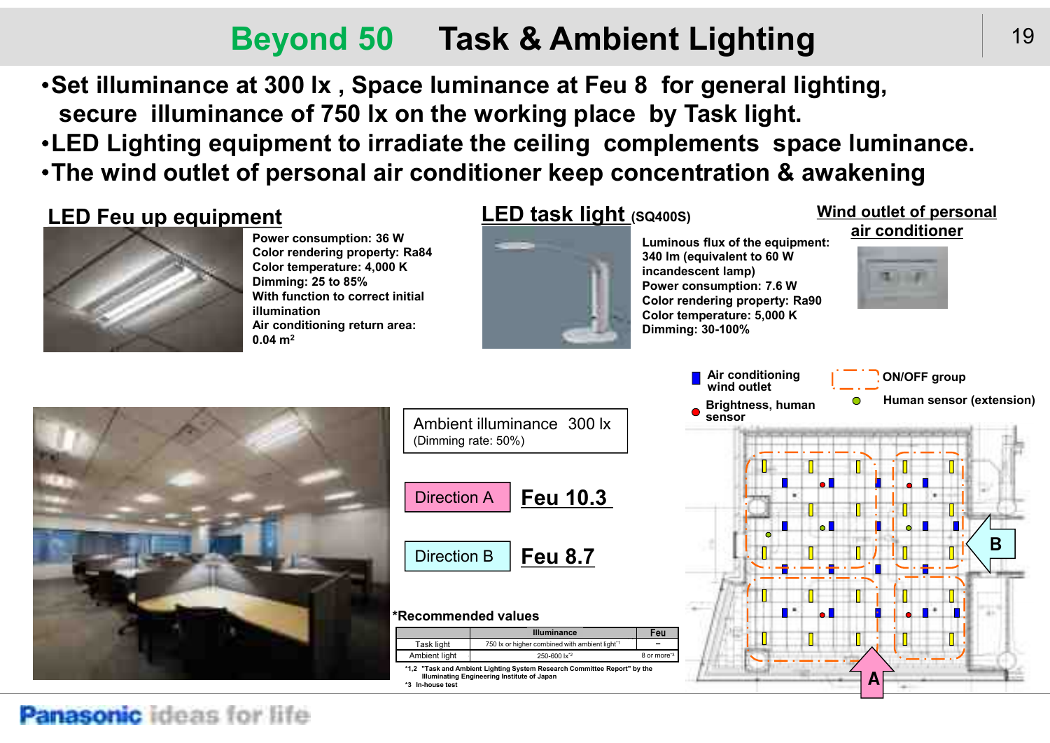# Beyond 50 Task & Ambient Lighting

- Set illuminance at 300 lx , Space luminance at Feu 8 for general lighting, secure illuminance of 750 lx on the working place by Task light.
- LED Lighting equipment to irradiate the ceiling complements space luminance.
- The wind outlet of personal air conditioner keep concentration & awakening

## LED Feu up equipment

Power consumption: 36 W
Color rendering property: Ra84
Color temperature: 4,000 K
Dimming: 25 to 85%
With function to correct initial illumination
Air conditioning return area: 0.04 $m^2$

## LED task light (SQ400S)

Luminous flux of the equipment: 340 lm (equivalent to 60 W incandescent lamp)
Power consumption: 7.6 W
Color rendering property: Ra90
Color temperature: 5,000 K
Dimming: 30-100%

## Wind outlet of personal air conditioner

Ambient illuminance 300 lx
(Dimming rate: 50%)

Direction A **Feu 10.3**

Direction B **Feu 8.7**

Legend: Air conditioning wind outlet; ON/OFF group; Brightness, human sensor; Human sensor (extension)

A, B

*Recommended values

| | Illuminance | Feu |
|---|---|---|
| Task light | 750 lx or higher combined with ambient light*1 | – |
| Ambient light | 250-600 lx*2 | 8 or more*3 |

*1,2 "Task and Ambient Lighting System Research Committee Report" by the Illuminating Engineering Institute of Japan
*3 In-house test

Panasonic ideas for life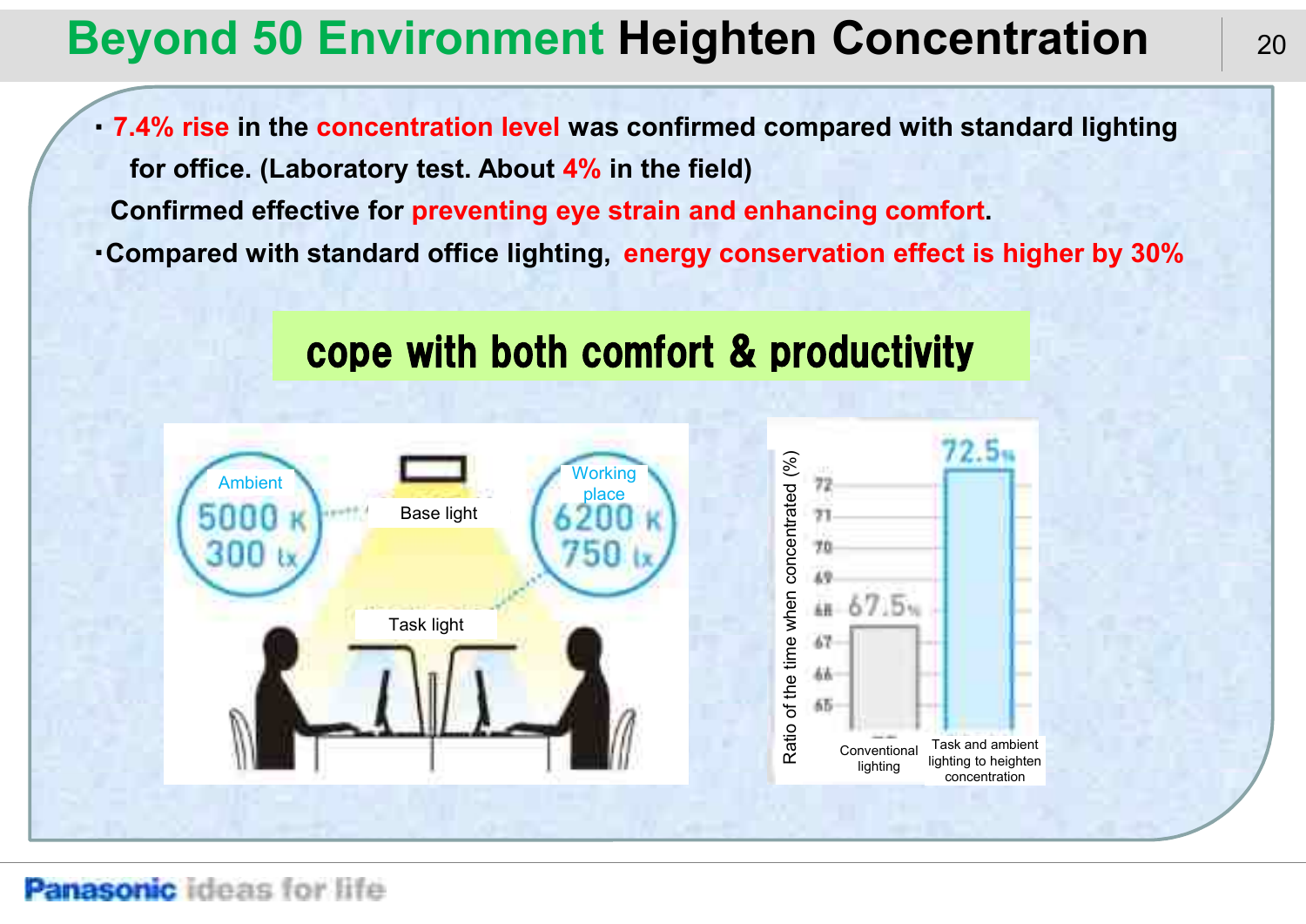# Beyond 50 Environment Heighten Concentration

- 7.4% rise in the concentration level was confirmed compared with standard lighting for office. (Laboratory test. About 4% in the field)
  Confirmed effective for preventing eye strain and enhancing comfort.
- Compared with standard office lighting, energy conservation effect is higher by 30%

**cope with both comfort & productivity**

Ambient
5000 K
300 lx

Base light

Task light

Working place
6200 K
750 lx

Ratio of the time when concentrated (%)

| | Conventional lighting | Task and ambient lighting to heighten concentration |
|---|---|---|
| Ratio of the time when concentrated (%) | 67.5% | 72.5% |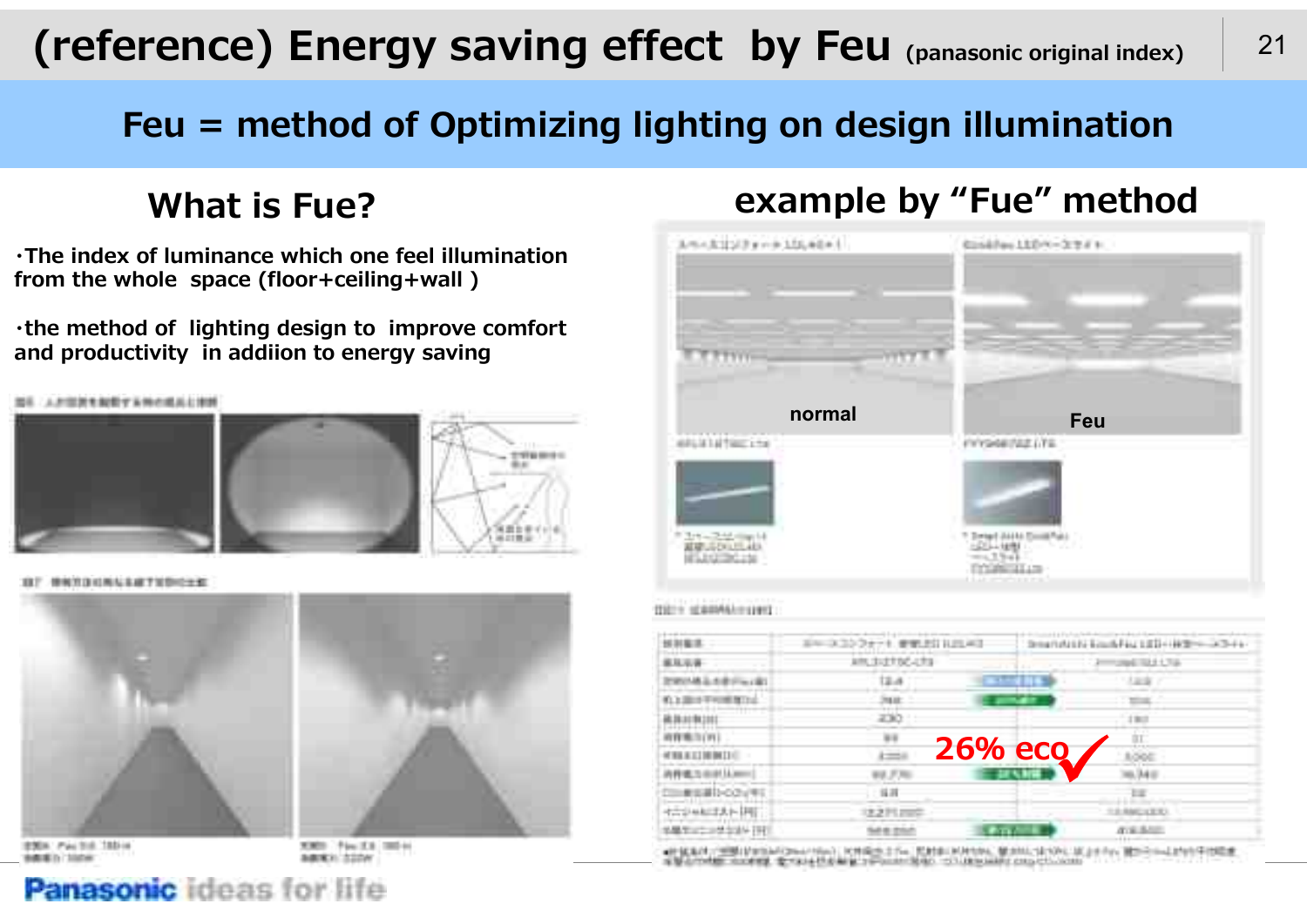# (reference) Energy saving effect by Feu (panasonic original index)

## Feu = method of Optimizing lighting on design illumination

### What is Fue?

・The index of luminance which one feel illumination from the whole space (floor+ceiling+wall )

・the method of lighting design to improve comfort and productivity in addiion to energy saving

### example by "Fue" method

normal

Feu

26% eco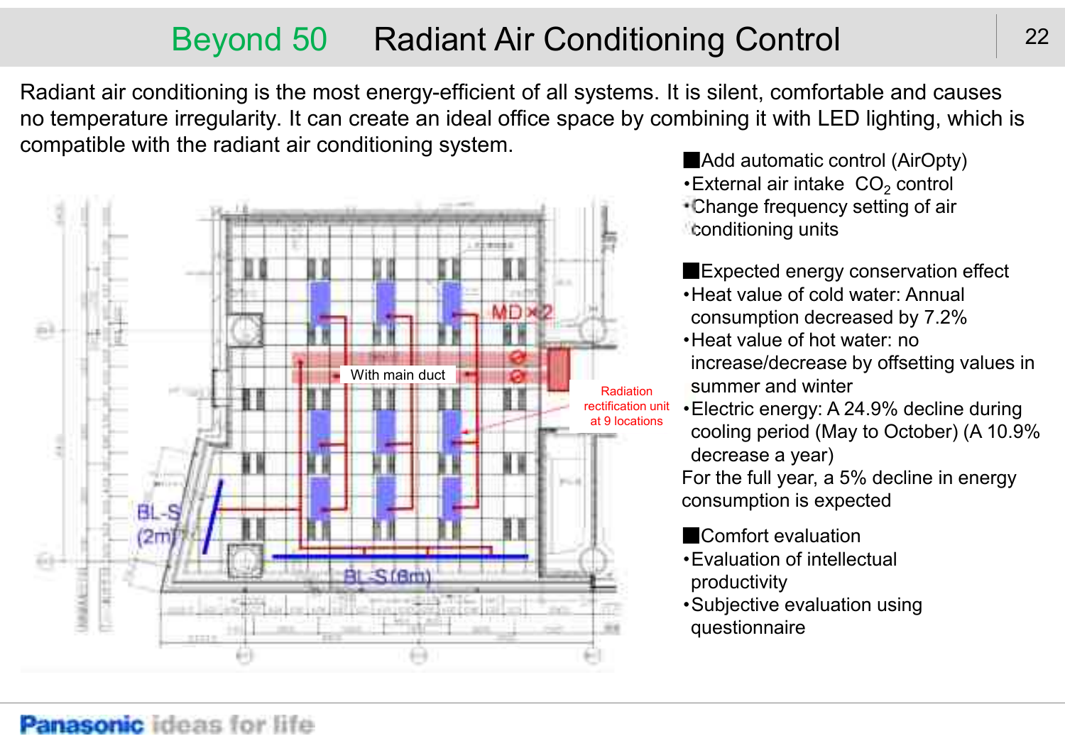# Beyond 50　Radiant Air Conditioning Control

Radiant air conditioning is the most energy-efficient of all systems. It is silent, comfortable and causes no temperature irregularity. It can create an ideal office space by combining it with LED lighting, which is compatible with the radiant air conditioning system.

With main duct

Radiation rectification unit at 9 locations

MD×2

BL-S (2m)

BL-S (8m)

■Add automatic control (AirOpty)

- External air intake $CO_2$ control
- Change frequency setting of air conditioning units

■Expected energy conservation effect

- Heat value of cold water: Annual consumption decreased by 7.2%
- Heat value of hot water: no increase/decrease by offsetting values in summer and winter
- Electric energy: A 24.9% decline during cooling period (May to October) (A 10.9% decrease a year)

For the full year, a 5% decline in energy consumption is expected

■Comfort evaluation

- Evaluation of intellectual productivity
- Subjective evaluation using questionnaire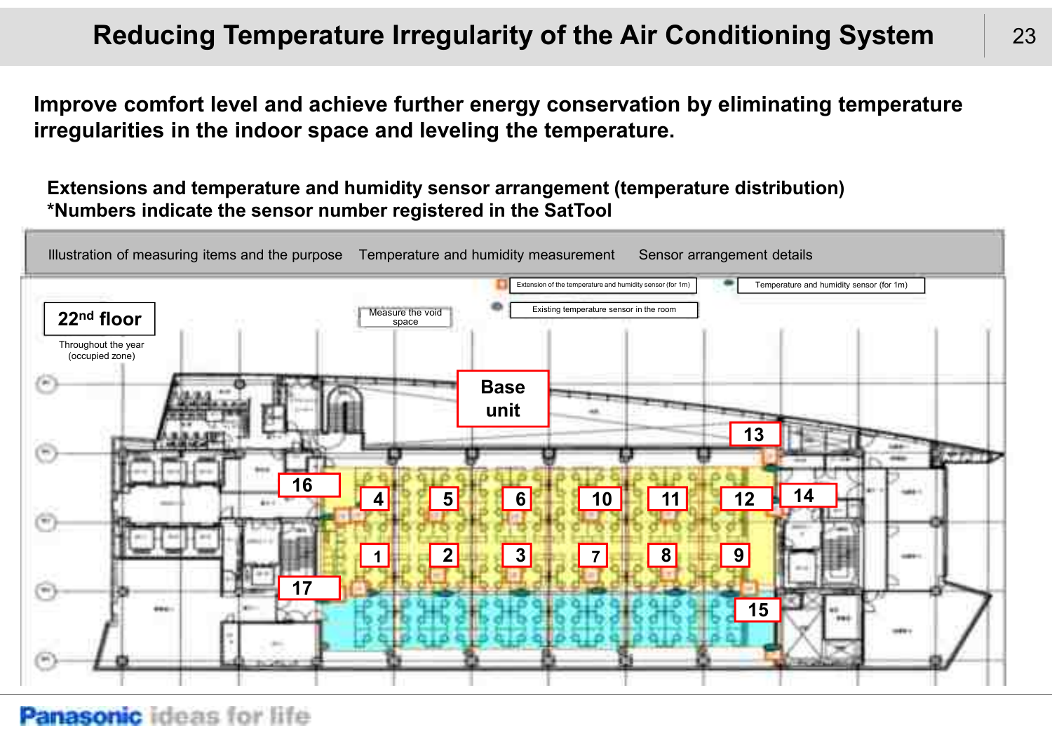# Reducing Temperature Irregularity of the Air Conditioning System

**Improve comfort level and achieve further energy conservation by eliminating temperature irregularities in the indoor space and leveling the temperature.**

**Extensions and temperature and humidity sensor arrangement (temperature distribution)**
***Numbers indicate the sensor number registered in the SatTool**

Illustration of measuring items and the purpose | Temperature and humidity measurement | Sensor arrangement details

Extension of the temperature and humidity sensor (for 1m)

Temperature and humidity sensor (for 1m)

Existing temperature sensor in the room

Measure the void space

**22nd floor**

Throughout the year (occupied zone)

**Base unit**

13, 16, 4, 5, 6, 10, 11, 12, 14, 1, 2, 3, 7, 8, 9, 17, 15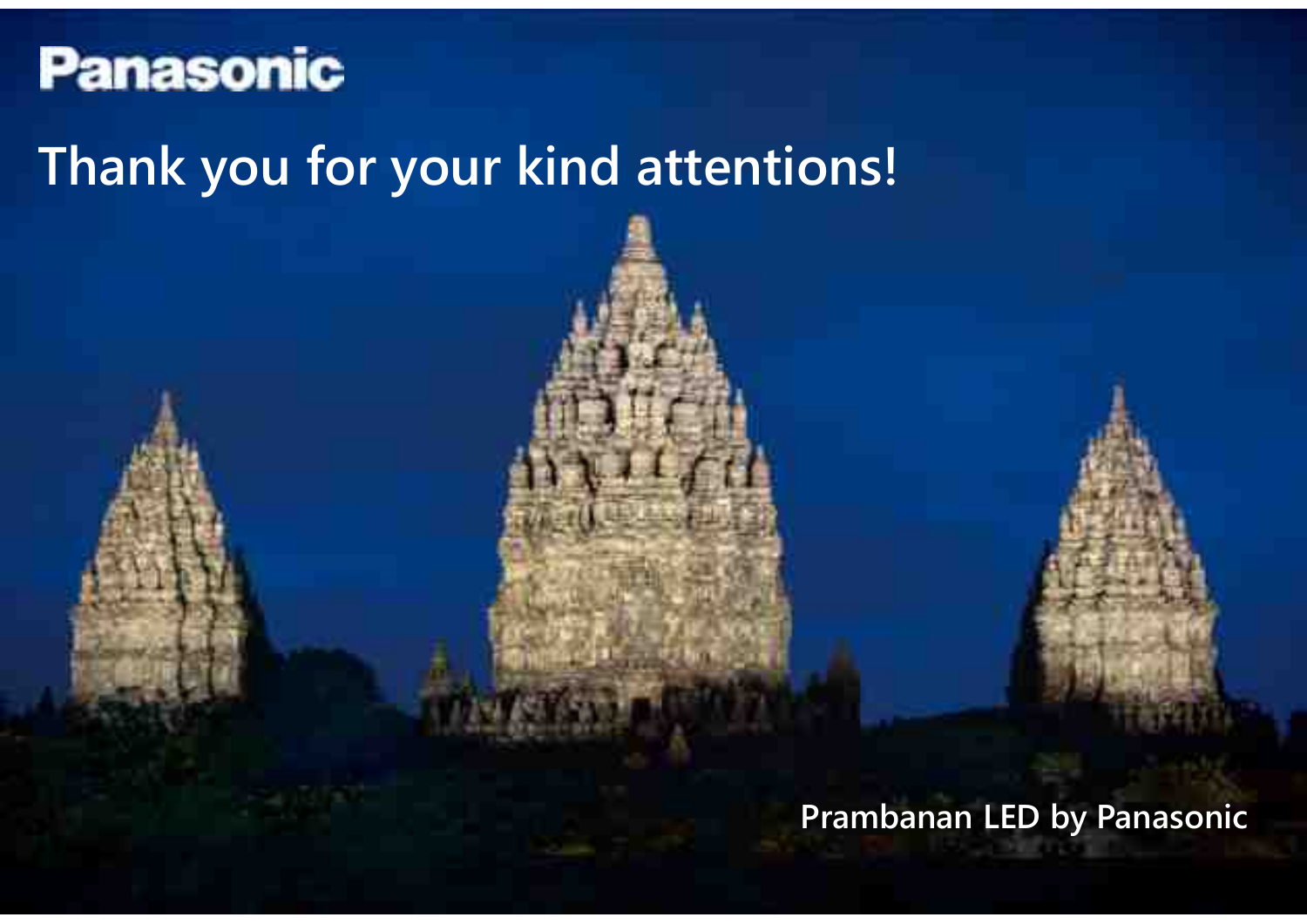Panasonic

# Thank you for your kind attentions!

Prambanan LED by Panasonic